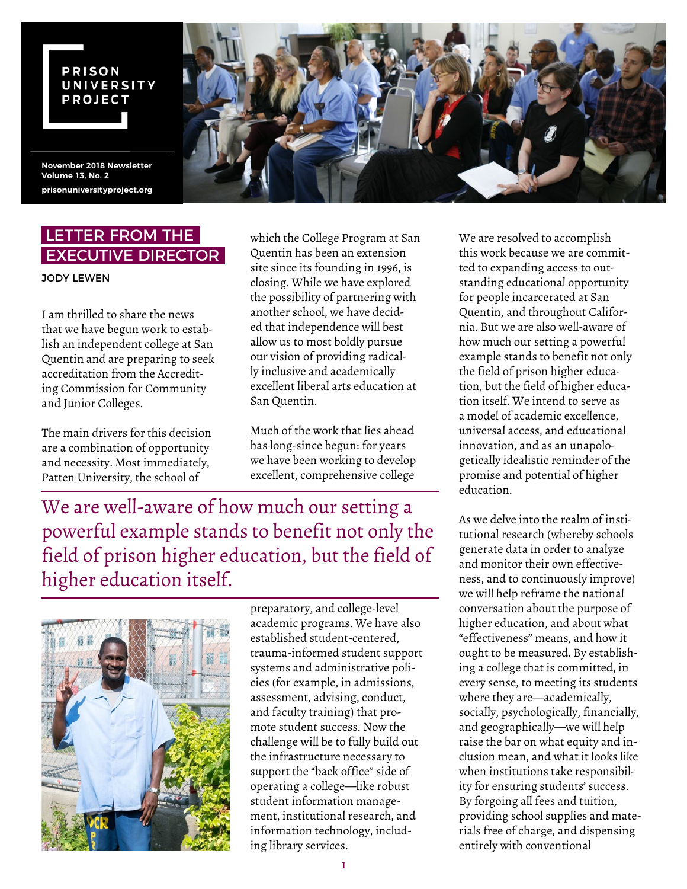PRISON UNIVERSITY PROJECT

November 2018 Newsletter
Volume 13, No. 2
prisonuniversityproject.org

## LETTER FROM THE EXECUTIVE DIRECTOR

JODY LEWEN

I am thrilled to share the news that we have begun work to establish an independent college at San Quentin and are preparing to seek accreditation from the Accrediting Commission for Community and Junior Colleges.

The main drivers for this decision are a combination of opportunity and necessity. Most immediately, Patten University, the school of which the College Program at San Quentin has been an extension site since its founding in 1996, is closing. While we have explored the possibility of partnering with another school, we have decided that independence will best allow us to most boldly pursue our vision of providing radically inclusive and academically excellent liberal arts education at San Quentin.

Much of the work that lies ahead has long-since begun: for years we have been working to develop excellent, comprehensive college preparatory, and college-level academic programs. We have also established student-centered, trauma-informed student support systems and administrative policies (for example, in admissions, assessment, advising, conduct, and faculty training) that promote student success. Now the challenge will be to fully build out the infrastructure necessary to support the "back office" side of operating a college—like robust student information management, institutional research, and information technology, including library services.

> We are well-aware of how much our setting a powerful example stands to benefit not only the field of prison higher education, but the field of higher education itself.

We are resolved to accomplish this work because we are committed to expanding access to outstanding educational opportunity for people incarcerated at San Quentin, and throughout California. But we are also well-aware of how much our setting a powerful example stands to benefit not only the field of prison higher education, but the field of higher education itself. We intend to serve as a model of academic excellence, universal access, and educational innovation, and as an unapologetically idealistic reminder of the promise and potential of higher education.

As we delve into the realm of institutional research (whereby schools generate data in order to analyze and monitor their own effectiveness, and to continuously improve) we will help reframe the national conversation about the purpose of higher education, and about what "effectiveness" means, and how it ought to be measured. By establishing a college that is committed, in every sense, to meeting its students where they are—academically, socially, psychologically, financially, and geographically—we will help raise the bar on what equity and inclusion mean, and what it looks like when institutions take responsibility for ensuring students' success. By forgoing all fees and tuition, providing school supplies and materials free of charge, and dispensing entirely with conventional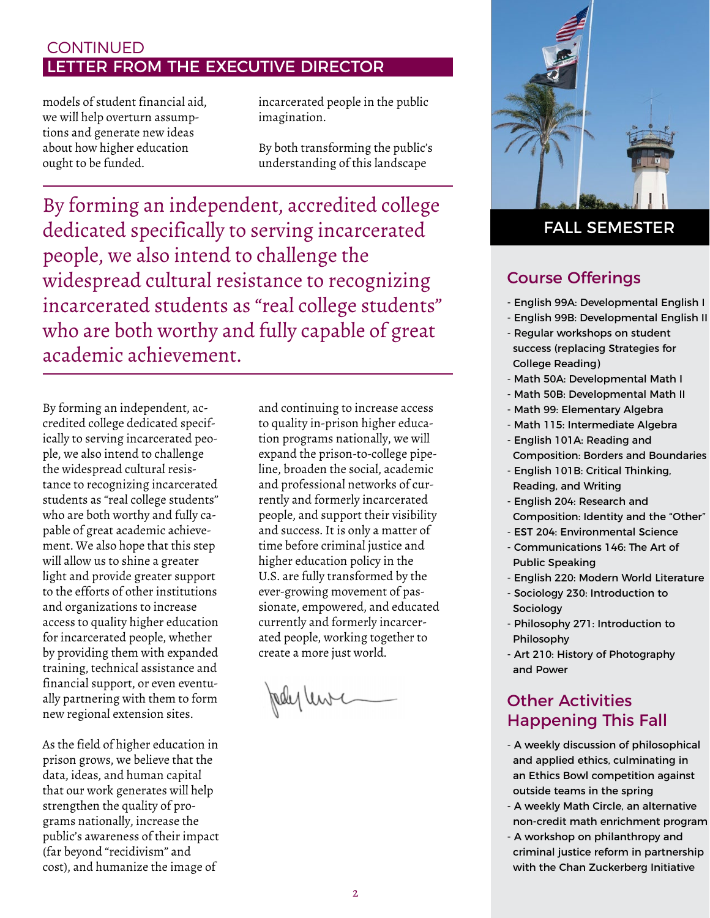## CONTINUED

## LETTER FROM THE EXECUTIVE DIRECTOR

models of student financial aid, we will help overturn assumptions and generate new ideas about how higher education ought to be funded.

By forming an independent, accredited college dedicated specifically to serving incarcerated people, we also intend to challenge the widespread cultural resistance to recognizing incarcerated students as "real college students" who are both worthy and fully capable of great academic achievement. We also hope that this step will allow us to shine a greater light and provide greater support to the efforts of other institutions and organizations to increase access to quality higher education for incarcerated people, whether by providing them with expanded training, technical assistance and financial support, or even eventually partnering with them to form new regional extension sites.

As the field of higher education in prison grows, we believe that the data, ideas, and human capital that our work generates will help strengthen the quality of programs nationally, increase the public's awareness of their impact (far beyond "recidivism" and cost), and humanize the image of incarcerated people in the public imagination.

By both transforming the public's understanding of this landscape and continuing to increase access to quality in-prison higher education programs nationally, we will expand the prison-to-college pipeline, broaden the social, academic and professional networks of currently and formerly incarcerated people, and support their visibility and success. It is only a matter of time before criminal justice and higher education policy in the U.S. are fully transformed by the ever-growing movement of passionate, empowered, and educated currently and formerly incarcerated people, working together to create a more just world.

> By forming an independent, accredited college dedicated specifically to serving incarcerated people, we also intend to challenge the widespread cultural resistance to recognizing incarcerated students as "real college students" who are both worthy and fully capable of great academic achievement.

## FALL SEMESTER

### Course Offerings

- English 99A: Developmental English I
- English 99B: Developmental English II
- Regular workshops on student success (replacing Strategies for College Reading)
- Math 50A: Developmental Math I
- Math 50B: Developmental Math II
- Math 99: Elementary Algebra
- Math 115: Intermediate Algebra
- English 101A: Reading and Composition: Borders and Boundaries
- English 101B: Critical Thinking, Reading, and Writing
- English 204: Research and Composition: Identity and the "Other"
- EST 204: Environmental Science
- Communications 146: The Art of Public Speaking
- English 220: Modern World Literature
- Sociology 230: Introduction to Sociology
- Philosophy 271: Introduction to Philosophy
- Art 210: History of Photography and Power

### Other Activities Happening This Fall

- A weekly discussion of philosophical and applied ethics, culminating in an Ethics Bowl competition against outside teams in the spring
- A weekly Math Circle, an alternative non-credit math enrichment program
- A workshop on philanthropy and criminal justice reform in partnership with the Chan Zuckerberg Initiative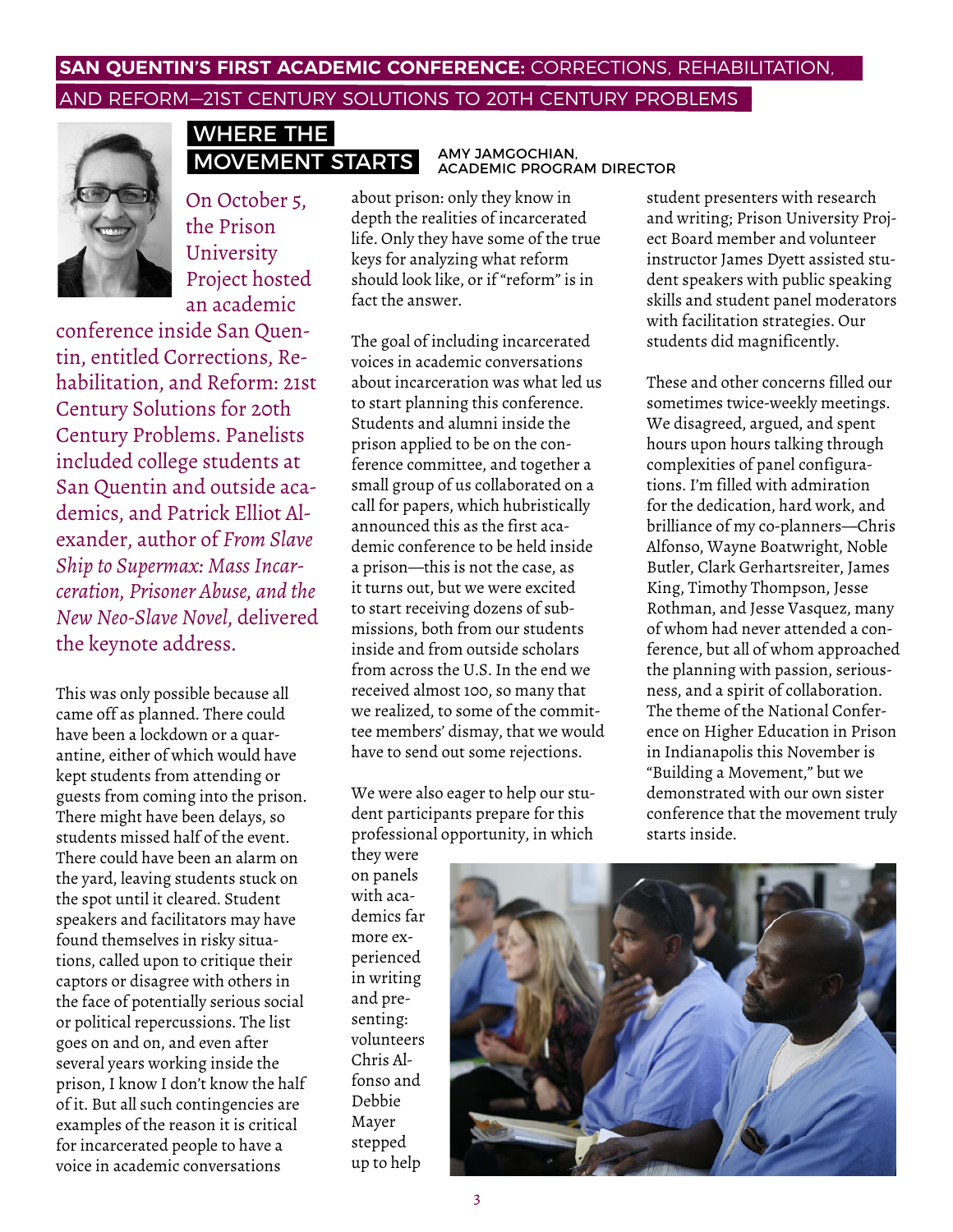**SAN QUENTIN'S FIRST ACADEMIC CONFERENCE:** CORRECTIONS, REHABILITATION, AND REFORM—21ST CENTURY SOLUTIONS TO 20TH CENTURY PROBLEMS

## WHERE THE MOVEMENT STARTS

AMY JAMGOCHIAN, ACADEMIC PROGRAM DIRECTOR

On October 5, the Prison University Project hosted an academic conference inside San Quentin, entitled Corrections, Rehabilitation, and Reform: 21st Century Solutions for 20th Century Problems. Panelists included college students at San Quentin and outside academics, and Patrick Elliot Alexander, author of *From Slave Ship to Supermax: Mass Incarceration, Prisoner Abuse, and the New Neo-Slave Novel*, delivered the keynote address.

This was only possible because all came off as planned. There could have been a lockdown or a quarantine, either of which would have kept students from attending or guests from coming into the prison. There might have been delays, so students missed half of the event. There could have been an alarm on the yard, leaving students stuck on the spot until it cleared. Student speakers and facilitators may have found themselves in risky situations, called upon to critique their captors or disagree with others in the face of potentially serious social or political repercussions. The list goes on and on, and even after several years working inside the prison, I know I don't know the half of it. But all such contingencies are examples of the reason it is critical for incarcerated people to have a voice in academic conversations about prison: only they know in depth the realities of incarcerated life. Only they have some of the true keys for analyzing what reform should look like, or if "reform" is in fact the answer.

The goal of including incarcerated voices in academic conversations about incarceration was what led us to start planning this conference. Students and alumni inside the prison applied to be on the conference committee, and together a small group of us collaborated on a call for papers, which hubristically announced this as the first academic conference to be held inside a prison—this is not the case, as it turns out, but we were excited to start receiving dozens of submissions, both from our students inside and from outside scholars from across the U.S. In the end we received almost 100, so many that we realized, to some of the committee members' dismay, that we would have to send out some rejections.

We were also eager to help our student participants prepare for this professional opportunity, in which they were on panels with academics far more experienced in writing and presenting: volunteers Chris Alfonso and Debbie Mayer stepped up to help student presenters with research and writing; Prison University Project Board member and volunteer instructor James Dyett assisted student speakers with public speaking skills and student panel moderators with facilitation strategies. Our students did magnificently.

These and other concerns filled our sometimes twice-weekly meetings. We disagreed, argued, and spent hours upon hours talking through complexities of panel configurations. I'm filled with admiration for the dedication, hard work, and brilliance of my co-planners—Chris Alfonso, Wayne Boatwright, Noble Butler, Clark Gerhartsreiter, James King, Timothy Thompson, Jesse Rothman, and Jesse Vasquez, many of whom had never attended a conference, but all of whom approached the planning with passion, seriousness, and a spirit of collaboration. The theme of the National Conference on Higher Education in Prison in Indianapolis this November is "Building a Movement," but we demonstrated with our own sister conference that the movement truly starts inside.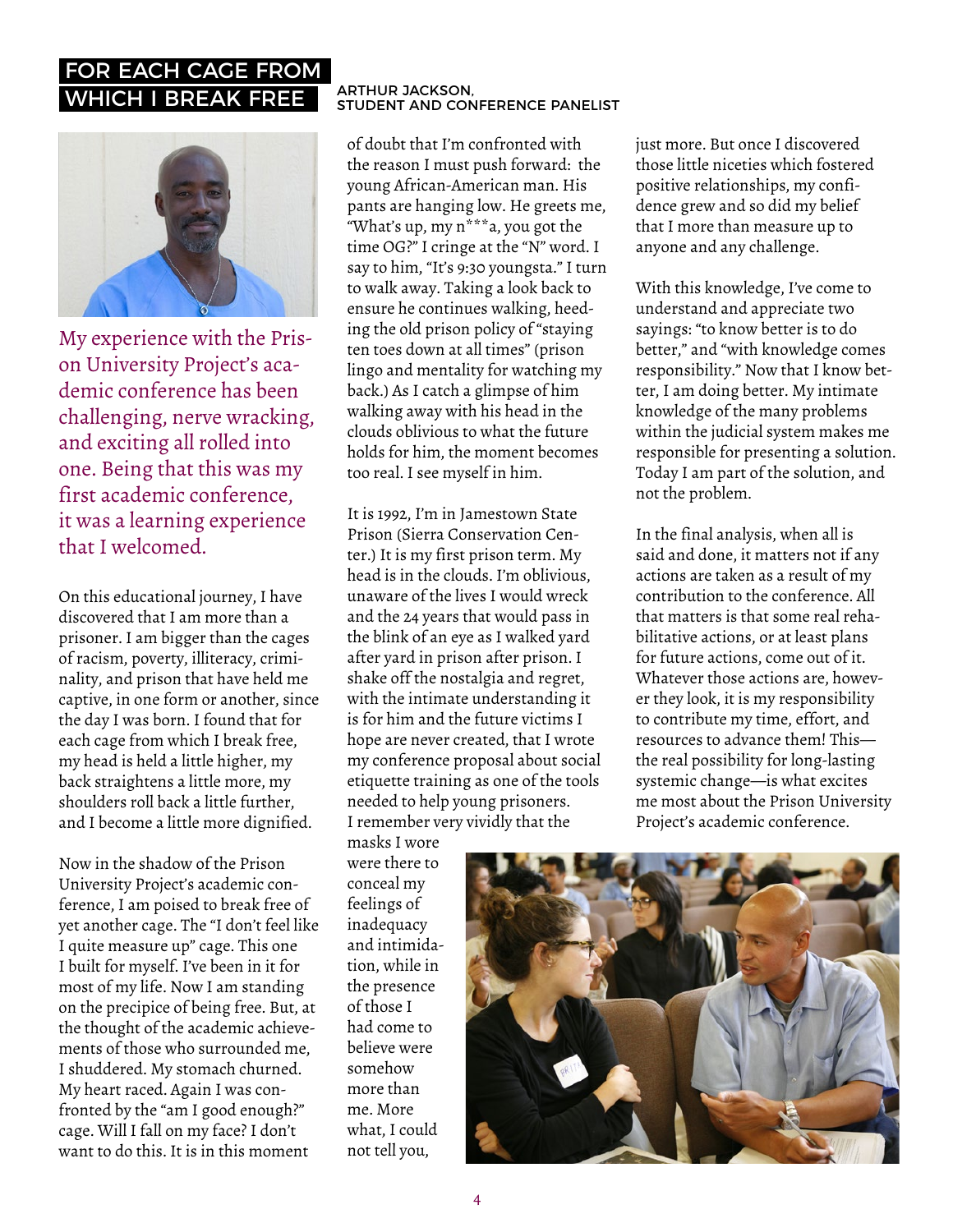# FOR EACH CAGE FROM WHICH I BREAK FREE

ARTHUR JACKSON, STUDENT AND CONFERENCE PANELIST

My experience with the Prison University Project's academic conference has been challenging, nerve wracking, and exciting all rolled into one. Being that this was my first academic conference, it was a learning experience that I welcomed.

On this educational journey, I have discovered that I am more than a prisoner. I am bigger than the cages of racism, poverty, illiteracy, criminality, and prison that have held me captive, in one form or another, since the day I was born. I found that for each cage from which I break free, my head is held a little higher, my back straightens a little more, my shoulders roll back a little further, and I become a little more dignified.

Now in the shadow of the Prison University Project's academic conference, I am poised to break free of yet another cage. The "I don't feel like I quite measure up" cage. This one I built for myself. I've been in it for most of my life. Now I am standing on the precipice of being free. But, at the thought of the academic achievements of those who surrounded me, I shuddered. My stomach churned. My heart raced. Again I was confronted by the "am I good enough?" cage. Will I fall on my face? I don't want to do this. It is in this moment of doubt that I'm confronted with the reason I must push forward: the young African-American man. His pants are hanging low. He greets me, "What's up, my n***a, you got the time OG?" I cringe at the "N" word. I say to him, "It's 9:30 youngsta." I turn to walk away. Taking a look back to ensure he continues walking, heeding the old prison policy of "staying ten toes down at all times" (prison lingo and mentality for watching my back.) As I catch a glimpse of him walking away with his head in the clouds oblivious to what the future holds for him, the moment becomes too real. I see myself in him.

It is 1992, I'm in Jamestown State Prison (Sierra Conservation Center.) It is my first prison term. My head is in the clouds. I'm oblivious, unaware of the lives I would wreck and the 24 years that would pass in the blink of an eye as I walked yard after yard in prison after prison. I shake off the nostalgia and regret, with the intimate understanding it is for him and the future victims I hope are never created, that I wrote my conference proposal about social etiquette training as one of the tools needed to help young prisoners. I remember very vividly that the masks I wore were there to conceal my feelings of inadequacy and intimidation, while in the presence of those I had come to believe were somehow more than me. More what, I could not tell you, just more. But once I discovered those little niceties which fostered positive relationships, my confidence grew and so did my belief that I more than measure up to anyone and any challenge.

With this knowledge, I've come to understand and appreciate two sayings: "to know better is to do better," and "with knowledge comes responsibility." Now that I know better, I am doing better. My intimate knowledge of the many problems within the judicial system makes me responsible for presenting a solution. Today I am part of the solution, and not the problem.

In the final analysis, when all is said and done, it matters not if any actions are taken as a result of my contribution to the conference. All that matters is that some real rehabilitative actions, or at least plans for future actions, come out of it. Whatever those actions are, however they look, it is my responsibility to contribute my time, effort, and resources to advance them! This—the real possibility for long-lasting systemic change—is what excites me most about the Prison University Project's academic conference.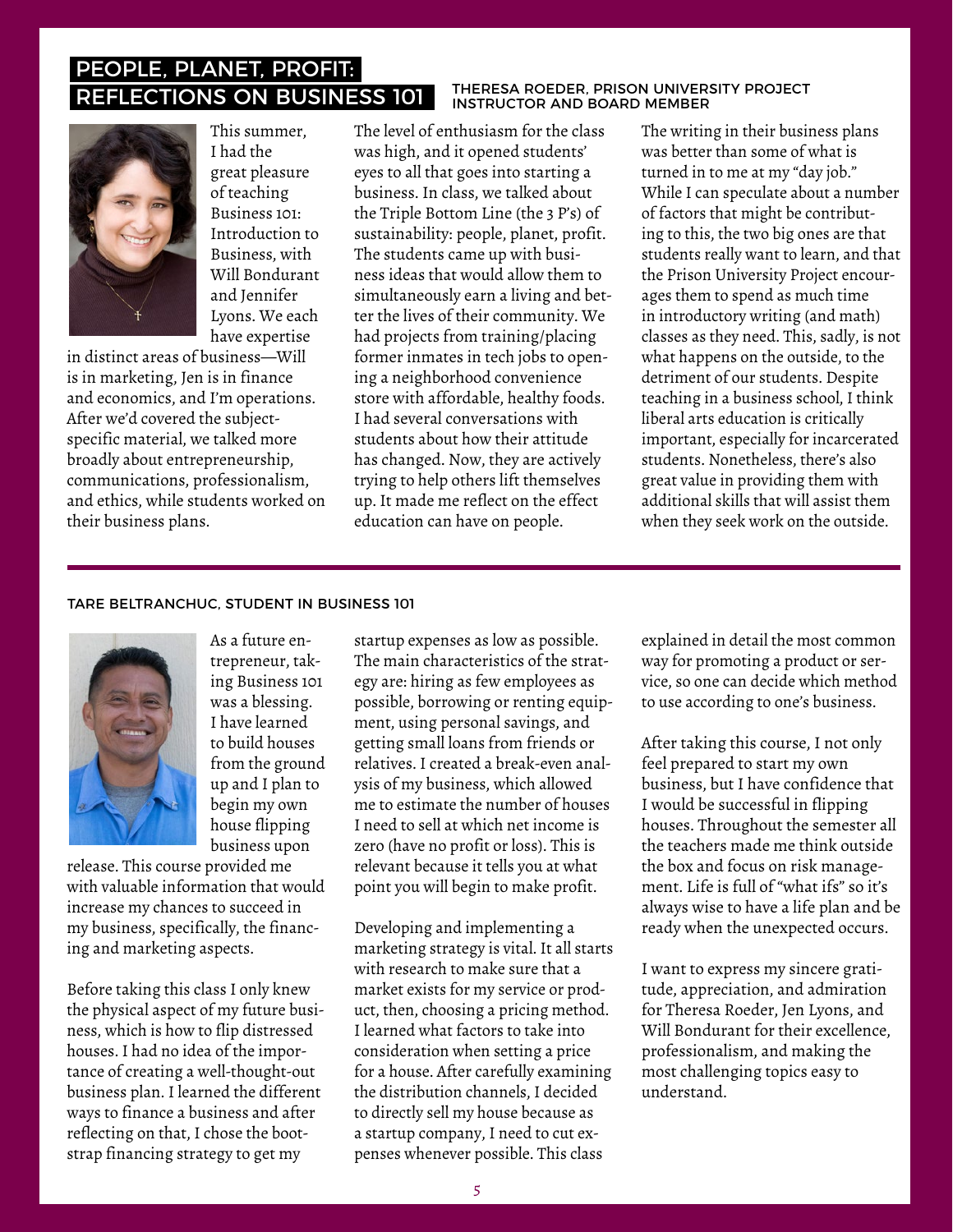# PEOPLE, PLANET, PROFIT: REFLECTIONS ON BUSINESS 101

THERESA ROEDER, PRISON UNIVERSITY PROJECT INSTRUCTOR AND BOARD MEMBER

This summer, I had the great pleasure of teaching Business 101: Introduction to Business, with Will Bondurant and Jennifer Lyons. We each have expertise in distinct areas of business—Will is in marketing, Jen is in finance and economics, and I'm operations. After we'd covered the subject-specific material, we talked more broadly about entrepreneurship, communications, professionalism, and ethics, while students worked on their business plans.

The level of enthusiasm for the class was high, and it opened students' eyes to all that goes into starting a business. In class, we talked about the Triple Bottom Line (the 3 P's) of sustainability: people, planet, profit. The students came up with business ideas that would allow them to simultaneously earn a living and better the lives of their community. We had projects from training/placing former inmates in tech jobs to opening a neighborhood convenience store with affordable, healthy foods. I had several conversations with students about how their attitude has changed. Now, they are actively trying to help others lift themselves up. It made me reflect on the effect education can have on people.

The writing in their business plans was better than some of what is turned in to me at my "day job." While I can speculate about a number of factors that might be contributing to this, the two big ones are that students really want to learn, and that the Prison University Project encourages them to spend as much time in introductory writing (and math) classes as they need. This, sadly, is not what happens on the outside, to the detriment of our students. Despite teaching in a business school, I think liberal arts education is critically important, especially for incarcerated students. Nonetheless, there's also great value in providing them with additional skills that will assist them when they seek work on the outside.

---

TARE BELTRANCHUC, STUDENT IN BUSINESS 101

As a future entrepreneur, taking Business 101 was a blessing. I have learned to build houses from the ground up and I plan to begin my own house flipping business upon release. This course provided me with valuable information that would increase my chances to succeed in my business, specifically, the financing and marketing aspects.

Before taking this class I only knew the physical aspect of my future business, which is how to flip distressed houses. I had no idea of the importance of creating a well-thought-out business plan. I learned the different ways to finance a business and after reflecting on that, I chose the bootstrap financing strategy to get my startup expenses as low as possible. The main characteristics of the strategy are: hiring as few employees as possible, borrowing or renting equipment, using personal savings, and getting small loans from friends or relatives. I created a break-even analysis of my business, which allowed me to estimate the number of houses I need to sell at which net income is zero (have no profit or loss). This is relevant because it tells you at what point you will begin to make profit.

Developing and implementing a marketing strategy is vital. It all starts with research to make sure that a market exists for my service or product, then, choosing a pricing method. I learned what factors to take into consideration when setting a price for a house. After carefully examining the distribution channels, I decided to directly sell my house because as a startup company, I need to cut expenses whenever possible. This class explained in detail the most common way for promoting a product or service, so one can decide which method to use according to one's business.

After taking this course, I not only feel prepared to start my own business, but I have confidence that I would be successful in flipping houses. Throughout the semester all the teachers made me think outside the box and focus on risk management. Life is full of "what ifs" so it's always wise to have a life plan and be ready when the unexpected occurs.

I want to express my sincere gratitude, appreciation, and admiration for Theresa Roeder, Jen Lyons, and Will Bondurant for their excellence, professionalism, and making the most challenging topics easy to understand.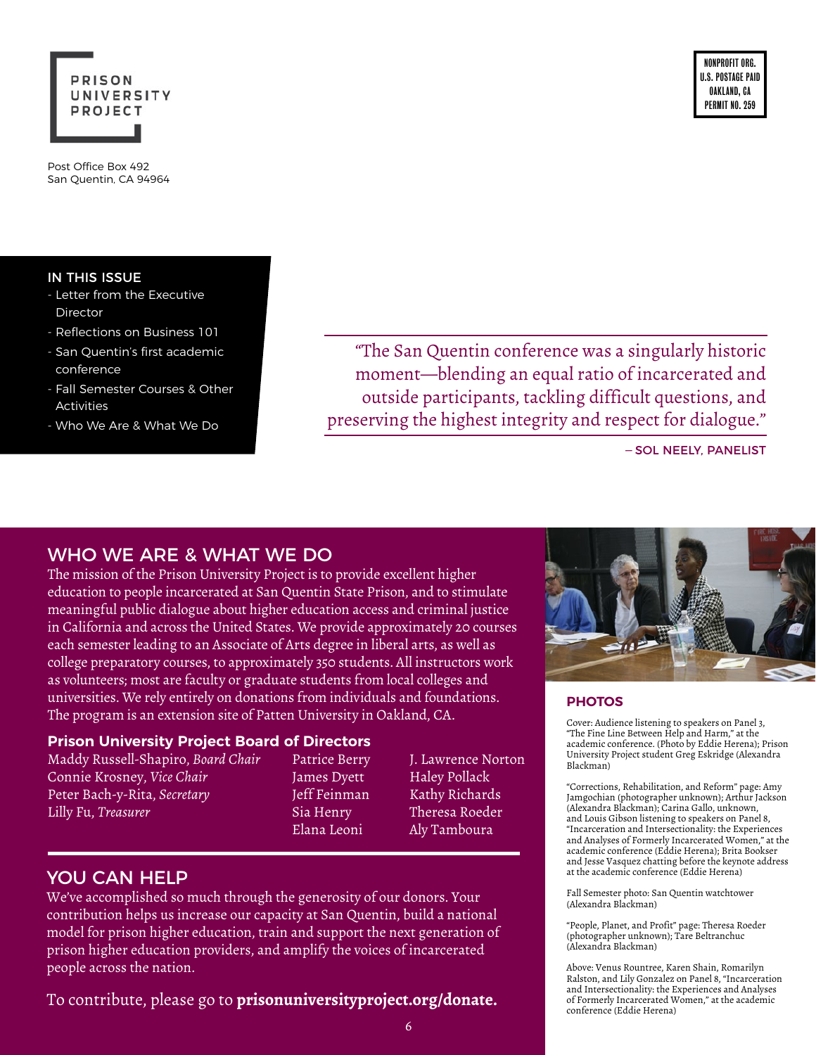PRISON UNIVERSITY PROJECT

Post Office Box 492
San Quentin, CA 94964

NONPROFIT ORG.
U.S. POSTAGE PAID
OAKLAND, CA
PERMIT NO. 259

## IN THIS ISSUE

- Letter from the Executive Director
- Reflections on Business 101
- San Quentin's first academic conference
- Fall Semester Courses & Other Activities
- Who We Are & What We Do

> "The San Quentin conference was a singularly historic moment—blending an equal ratio of incarcerated and outside participants, tackling difficult questions, and preserving the highest integrity and respect for dialogue."
>
> – SOL NEELY, PANELIST

## WHO WE ARE & WHAT WE DO

The mission of the Prison University Project is to provide excellent higher education to people incarcerated at San Quentin State Prison, and to stimulate meaningful public dialogue about higher education access and criminal justice in California and across the United States. We provide approximately 20 courses each semester leading to an Associate of Arts degree in liberal arts, as well as college preparatory courses, to approximately 350 students. All instructors work as volunteers; most are faculty or graduate students from local colleges and universities. We rely entirely on donations from individuals and foundations. The program is an extension site of Patten University in Oakland, CA.

### Prison University Project Board of Directors

Maddy Russell-Shapiro, *Board Chair*
Connie Krosney, *Vice Chair*
Peter Bach-y-Rita, *Secretary*
Lilly Fu, *Treasurer*
Patrice Berry
James Dyett
Jeff Feinman
Sia Henry
Elana Leoni
J. Lawrence Norton
Haley Pollack
Kathy Richards
Theresa Roeder
Aly Tamboura

## YOU CAN HELP

We've accomplished so much through the generosity of our donors. Your contribution helps us increase our capacity at San Quentin, build a national model for prison higher education, train and support the next generation of prison higher education providers, and amplify the voices of incarcerated people across the nation.

To contribute, please go to **prisonuniversityproject.org/donate.**

### PHOTOS

Cover: Audience listening to speakers on Panel 3, "The Fine Line Between Help and Harm," at the academic conference. (Photo by Eddie Herena); Prison University Project student Greg Eskridge (Alexandra Blackman)

"Corrections, Rehabilitation, and Reform" page: Amy Jamgochian (photographer unknown); Arthur Jackson (Alexandra Blackman); Carina Gallo, unknown, and Louis Gibson listening to speakers on Panel 8, "Incarceration and Intersectionality: the Experiences and Analyses of Formerly Incarcerated Women," at the academic conference (Eddie Herena); Brita Bookser and Jesse Vasquez chatting before the keynote address at the academic conference (Eddie Herena)

Fall Semester photo: San Quentin watchtower (Alexandra Blackman)

"People, Planet, and Profit" page: Theresa Roeder (photographer unknown); Tare Beltranchuc (Alexandra Blackman)

Above: Venus Rountree, Karen Shain, Romarilyn Ralston, and Lily Gonzalez on Panel 8, "Incarceration and Intersectionality: the Experiences and Analyses of Formerly Incarcerated Women," at the academic conference (Eddie Herena)